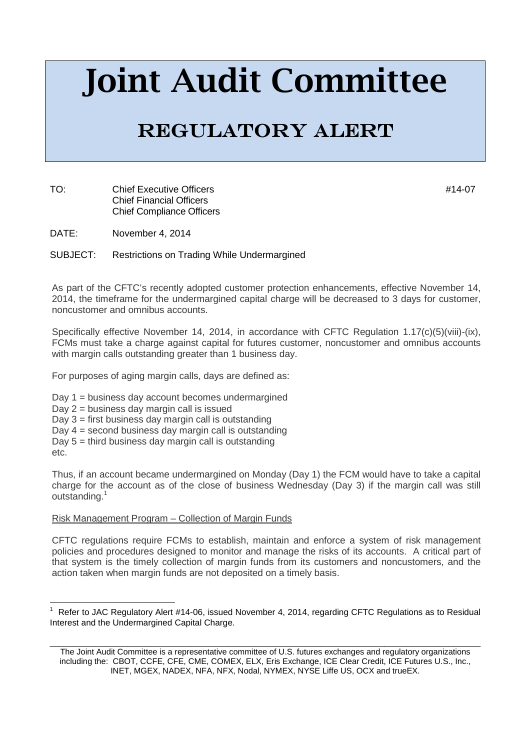# Joint Audit Committee

## REGULATORY ALERT

TO: Chief Executive Officers
Chief Financial Officers
Chief Compliance Officers

#14-07

DATE: November 4, 2014

SUBJECT: Restrictions on Trading While Undermargined

As part of the CFTC's recently adopted customer protection enhancements, effective November 14, 2014, the timeframe for the undermargined capital charge will be decreased to 3 days for customer, noncustomer and omnibus accounts.

Specifically effective November 14, 2014, in accordance with CFTC Regulation 1.17(c)(5)(viii)-(ix), FCMs must take a charge against capital for futures customer, noncustomer and omnibus accounts with margin calls outstanding greater than 1 business day.

For purposes of aging margin calls, days are defined as:

Day 1 = business day account becomes undermargined
Day 2 = business day margin call is issued
Day 3 = first business day margin call is outstanding
Day 4 = second business day margin call is outstanding
Day 5 = third business day margin call is outstanding
etc.

Thus, if an account became undermargined on Monday (Day 1) the FCM would have to take a capital charge for the account as of the close of business Wednesday (Day 3) if the margin call was still outstanding.[1]

Risk Management Program – Collection of Margin Funds

CFTC regulations require FCMs to establish, maintain and enforce a system of risk management policies and procedures designed to monitor and manage the risks of its accounts. A critical part of that system is the timely collection of margin funds from its customers and noncustomers, and the action taken when margin funds are not deposited on a timely basis.

[1] Refer to JAC Regulatory Alert #14-06, issued November 4, 2014, regarding CFTC Regulations as to Residual Interest and the Undermargined Capital Charge.

The Joint Audit Committee is a representative committee of U.S. futures exchanges and regulatory organizations including the: CBOT, CCFE, CFE, CME, COMEX, ELX, Eris Exchange, ICE Clear Credit, ICE Futures U.S., Inc., INET, MGEX, NADEX, NFA, NFX, Nodal, NYMEX, NYSE Liffe US, OCX and trueEX.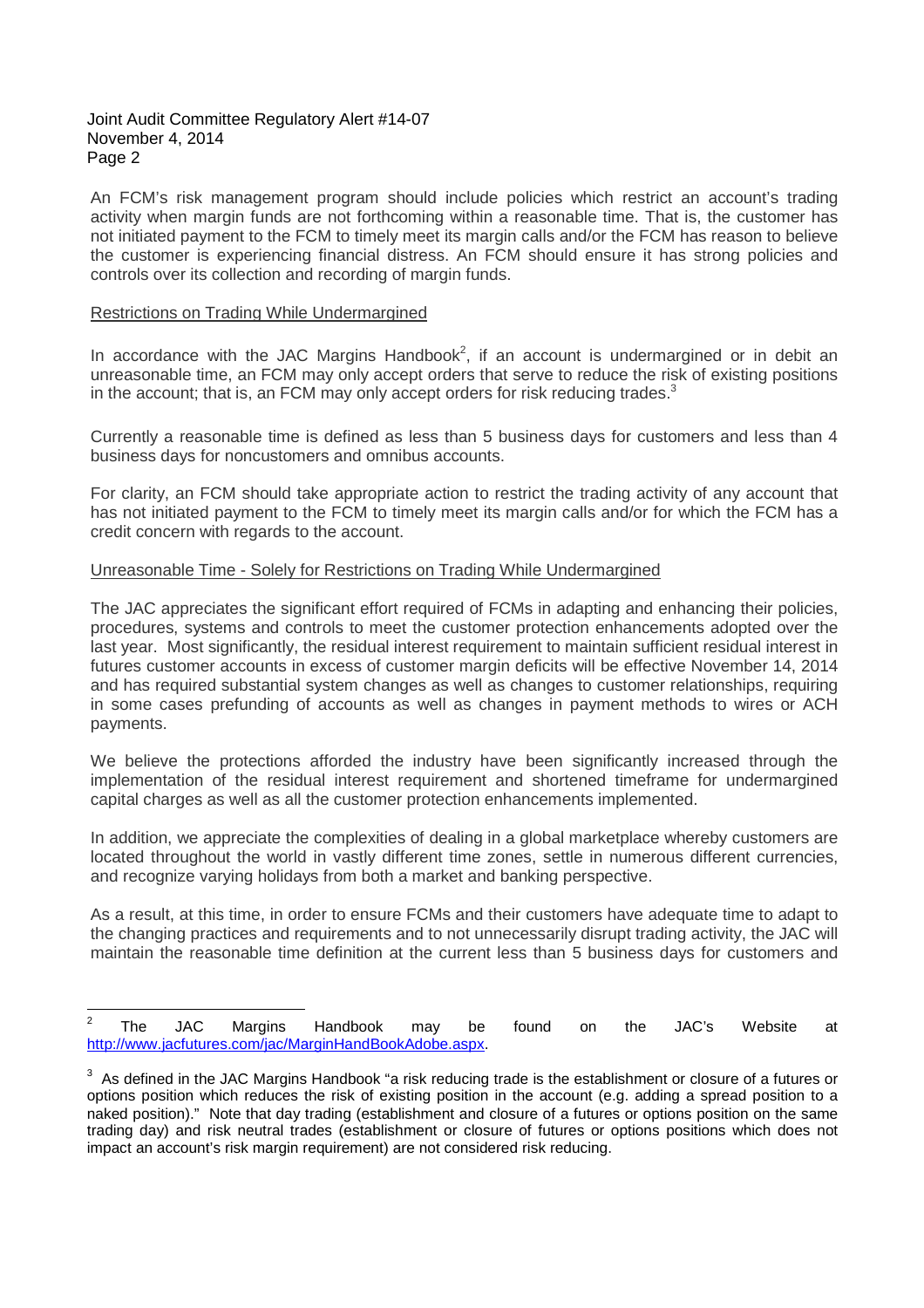An FCM's risk management program should include policies which restrict an account's trading activity when margin funds are not forthcoming within a reasonable time. That is, the customer has not initiated payment to the FCM to timely meet its margin calls and/or the FCM has reason to believe the customer is experiencing financial distress. An FCM should ensure it has strong policies and controls over its collection and recording of margin funds.

<u>Restrictions on Trading While Undermargined</u>

In accordance with the JAC Margins Handbook[2], if an account is undermargined or in debit an unreasonable time, an FCM may only accept orders that serve to reduce the risk of existing positions in the account; that is, an FCM may only accept orders for risk reducing trades.[3]

Currently a reasonable time is defined as less than 5 business days for customers and less than 4 business days for noncustomers and omnibus accounts.

For clarity, an FCM should take appropriate action to restrict the trading activity of any account that has not initiated payment to the FCM to timely meet its margin calls and/or for which the FCM has a credit concern with regards to the account.

<u>Unreasonable Time - Solely for Restrictions on Trading While Undermargined</u>

The JAC appreciates the significant effort required of FCMs in adapting and enhancing their policies, procedures, systems and controls to meet the customer protection enhancements adopted over the last year. Most significantly, the residual interest requirement to maintain sufficient residual interest in futures customer accounts in excess of customer margin deficits will be effective November 14, 2014 and has required substantial system changes as well as changes to customer relationships, requiring in some cases prefunding of accounts as well as changes in payment methods to wires or ACH payments.

We believe the protections afforded the industry have been significantly increased through the implementation of the residual interest requirement and shortened timeframe for undermargined capital charges as well as all the customer protection enhancements implemented.

In addition, we appreciate the complexities of dealing in a global marketplace whereby customers are located throughout the world in vastly different time zones, settle in numerous different currencies, and recognize varying holidays from both a market and banking perspective.

As a result, at this time, in order to ensure FCMs and their customers have adequate time to adapt to the changing practices and requirements and to not unnecessarily disrupt trading activity, the JAC will maintain the reasonable time definition at the current less than 5 business days for customers and

---

[2] The JAC Margins Handbook may be found on the JAC's Website at http://www.jacfutures.com/jac/MarginHandBookAdobe.aspx.

[3] As defined in the JAC Margins Handbook "a risk reducing trade is the establishment or closure of a futures or options position which reduces the risk of existing position in the account (e.g. adding a spread position to a naked position)." Note that day trading (establishment and closure of a futures or options position on the same trading day) and risk neutral trades (establishment or closure of futures or options positions which does not impact an account's risk margin requirement) are not considered risk reducing.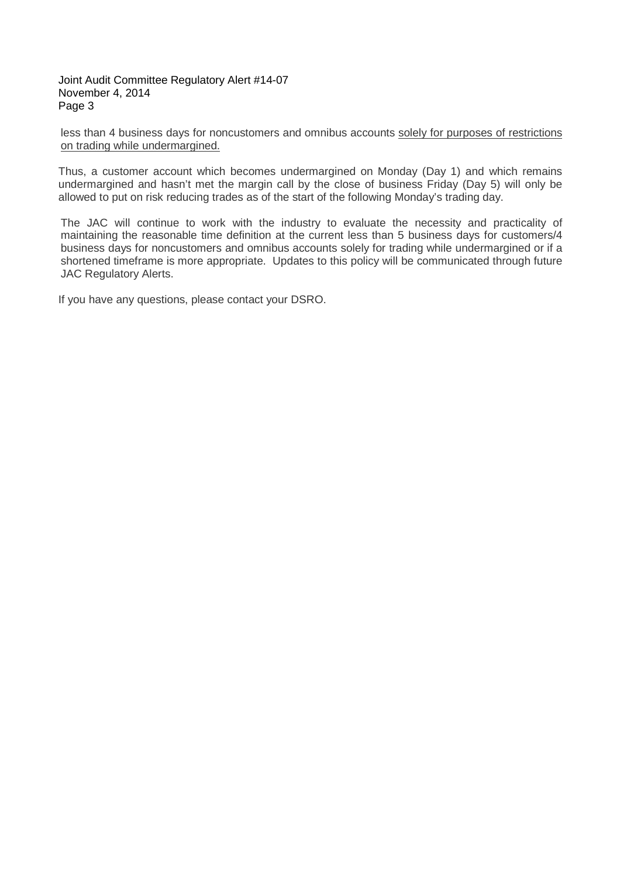less than 4 business days for noncustomers and omnibus accounts <u>solely for purposes of restrictions on trading while undermargined.</u>

Thus, a customer account which becomes undermargined on Monday (Day 1) and which remains undermargined and hasn't met the margin call by the close of business Friday (Day 5) will only be allowed to put on risk reducing trades as of the start of the following Monday's trading day.

The JAC will continue to work with the industry to evaluate the necessity and practicality of maintaining the reasonable time definition at the current less than 5 business days for customers/4 business days for noncustomers and omnibus accounts solely for trading while undermargined or if a shortened timeframe is more appropriate. Updates to this policy will be communicated through future JAC Regulatory Alerts.

If you have any questions, please contact your DSRO.